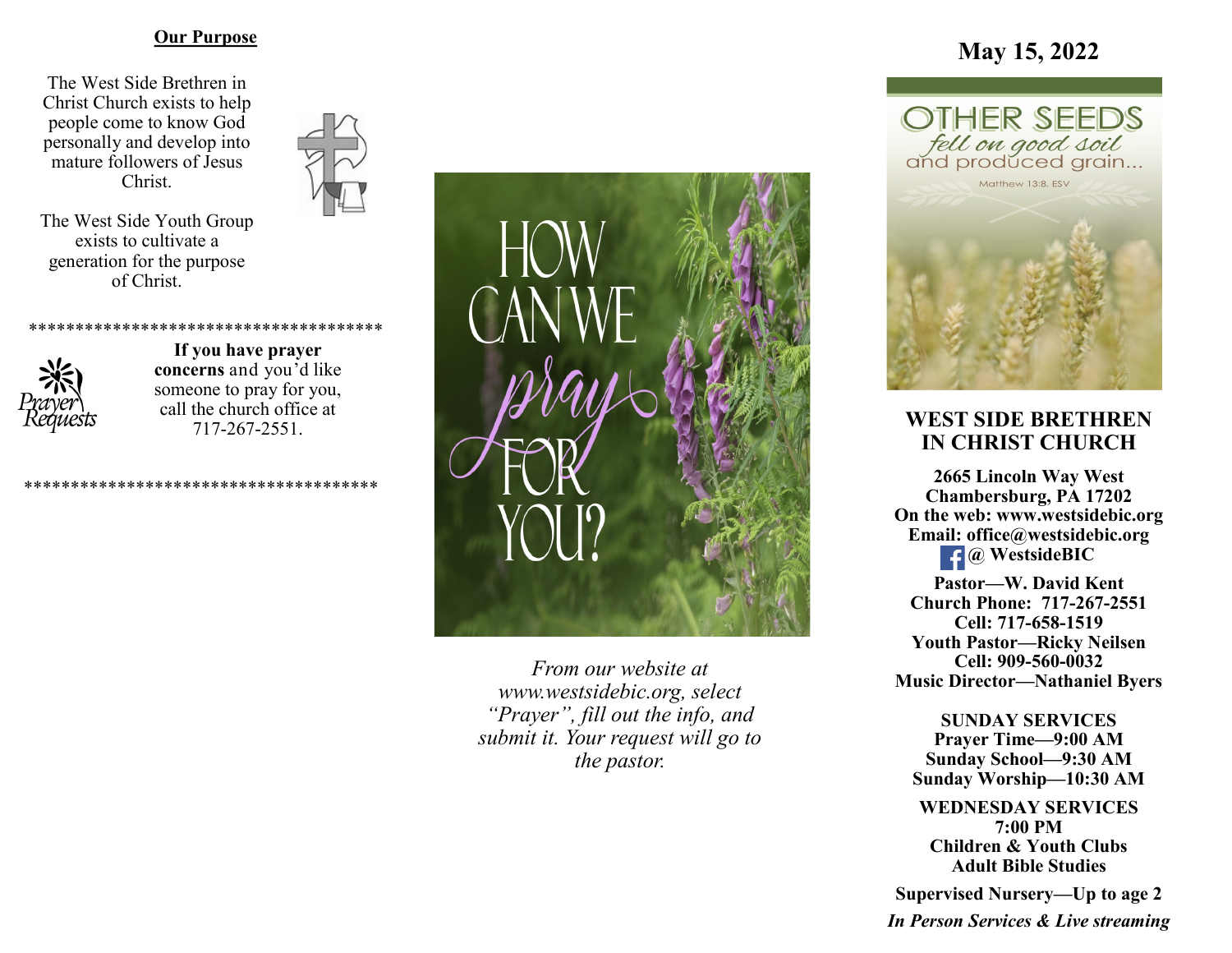## Our Purpose

The West Side Brethren in Christ Church exists to help people come to know God personally and develop into mature followers of Jesus Christ.

The West Side Youth Group exists to cultivate a generation for the purpose of Christ.

**************************************

Prayer Requests

**If you have prayer concerns** and you'd like someone to pray for you, call the church office at 717-267-2551.

**************************************

HOW CAN WE *pray* FOR YOU?

*From our website at www.westsidebic.org, select "Prayer", fill out the info, and submit it. Your request will go to the pastor.*

## May 15, 2022

OTHER SEEDS *fell on good soil* and produced grain...

Matthew 13:8, ESV

# WEST SIDE BRETHREN IN CHRIST CHURCH

**2665 Lincoln Way West**
**Chambersburg, PA 17202**
**On the web: www.westsidebic.org**
**Email: office@westsidebic.org**
**@ WestsideBIC**

**Pastor—W. David Kent**
**Church Phone: 717-267-2551**
**Cell: 717-658-1519**
**Youth Pastor—Ricky Neilsen**
**Cell: 909-560-0032**
**Music Director—Nathaniel Byers**

**SUNDAY SERVICES**
**Prayer Time—9:00 AM**
**Sunday School—9:30 AM**
**Sunday Worship—10:30 AM**

**WEDNESDAY SERVICES**
**7:00 PM**
**Children & Youth Clubs**
**Adult Bible Studies**

**Supervised Nursery—Up to age 2**

***In Person Services & Live streaming***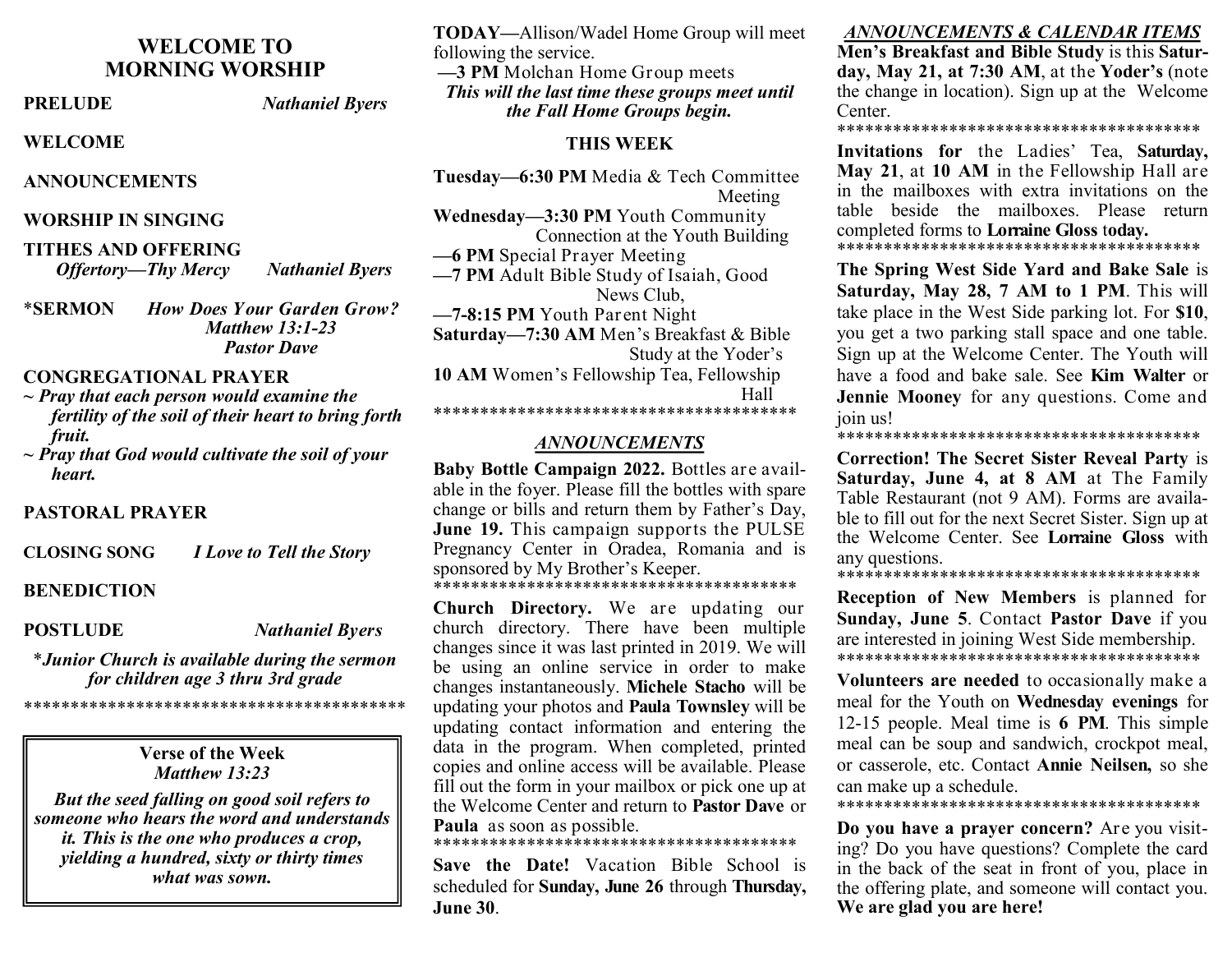## WELCOME TO MORNING WORSHIP

**PRELUDE** *Nathaniel Byers*

**WELCOME**

**ANNOUNCEMENTS**

**WORSHIP IN SINGING**

**TITHES AND OFFERING**
*Offertory—Thy Mercy* *Nathaniel Byers*

*__SERMON__ *How Does Your Garden Grow?*
*Matthew 13:1-23*
*Pastor Dave*

**CONGREGATIONAL PRAYER**

- ***Pray that each person would examine the fertility of the soil of their heart to bring forth fruit.***
- ***Pray that God would cultivate the soil of your heart.***

**PASTORAL PRAYER**

**CLOSING SONG** *I Love to Tell the Story*

**BENEDICTION**

**POSTLUDE** *Nathaniel Byers*

****Junior Church is available during the sermon for children age 3 thru 3rd grade***

*****************************************

**Verse of the Week**
***Matthew 13:23***

***But the seed falling on good soil refers to someone who hears the word and understands it. This is the one who produces a crop, yielding a hundred, sixty or thirty times what was sown.***

**TODAY**—Allison/Wadel Home Group will meet following the service.
**—3 PM** Molchan Home Group meets
***This will the last time these groups meet until the Fall Home Groups begin.***

### THIS WEEK

**Tuesday—6:30 PM** Media & Tech Committee Meeting
**Wednesday—3:30 PM** Youth Community Connection at the Youth Building
**—6 PM** Special Prayer Meeting
**—7 PM** Adult Bible Study of Isaiah, Good News Club,
**—7-8:15 PM** Youth Parent Night
**Saturday—7:30 AM** Men's Breakfast & Bible Study at the Yoder's
**10 AM** Women's Fellowship Tea, Fellowship Hall

***************************************

### *ANNOUNCEMENTS*

**Baby Bottle Campaign 2022.** Bottles are available in the foyer. Please fill the bottles with spare change or bills and return them by Father's Day, **June 19.** This campaign supports the PULSE Pregnancy Center in Oradea, Romania and is sponsored by My Brother's Keeper.

***************************************

**Church Directory.** We are updating our church directory. There have been multiple changes since it was last printed in 2019. We will be using an online service in order to make changes instantaneously. **Michele Stacho** will be updating your photos and **Paula Townsley** will be updating contact information and entering the data in the program. When completed, printed copies and online access will be available. Please fill out the form in your mailbox or pick one up at the Welcome Center and return to **Pastor Dave** or **Paula** as soon as possible.

***************************************

**Save the Date!** Vacation Bible School is scheduled for **Sunday, June 26** through **Thursday, June 30**.

### *ANNOUNCEMENTS & CALENDAR ITEMS*

**Men's Breakfast and Bible Study** is this **Saturday, May 21, at 7:30 AM**, at the **Yoder's** (note the change in location). Sign up at the Welcome Center.

***************************************

**Invitations for** the Ladies' Tea, **Saturday, May 21**, at **10 AM** in the Fellowship Hall are in the mailboxes with extra invitations on the table beside the mailboxes. Please return completed forms to **Lorraine Gloss** t**oday.**

***************************************

**The Spring West Side Yard and Bake Sale** is **Saturday, May 28, 7 AM to 1 PM**. This will take place in the West Side parking lot. For **$10**, you get a two parking stall space and one table. Sign up at the Welcome Center. The Youth will have a food and bake sale. See **Kim Walter** or **Jennie Mooney** for any questions. Come and join us!

***************************************

**Correction! The Secret Sister Reveal Party** is **Saturday, June 4, at 8 AM** at The Family Table Restaurant (not 9 AM). Forms are available to fill out for the next Secret Sister. Sign up at the Welcome Center. See **Lorraine Gloss** with any questions.

***************************************

**Reception of New Members** is planned for **Sunday, June 5**. Contact **Pastor Dave** if you are interested in joining West Side membership.

***************************************

**Volunteers are needed** to occasionally make a meal for the Youth on **Wednesday evenings** for 12-15 people. Meal time is **6 PM**. This simple meal can be soup and sandwich, crockpot meal, or casserole, etc. Contact **Annie Neilsen,** so she can make up a schedule.

***************************************

**Do you have a prayer concern?** Are you visiting? Do you have questions? Complete the card in the back of the seat in front of you, place in the offering plate, and someone will contact you. **We are glad you are here!**